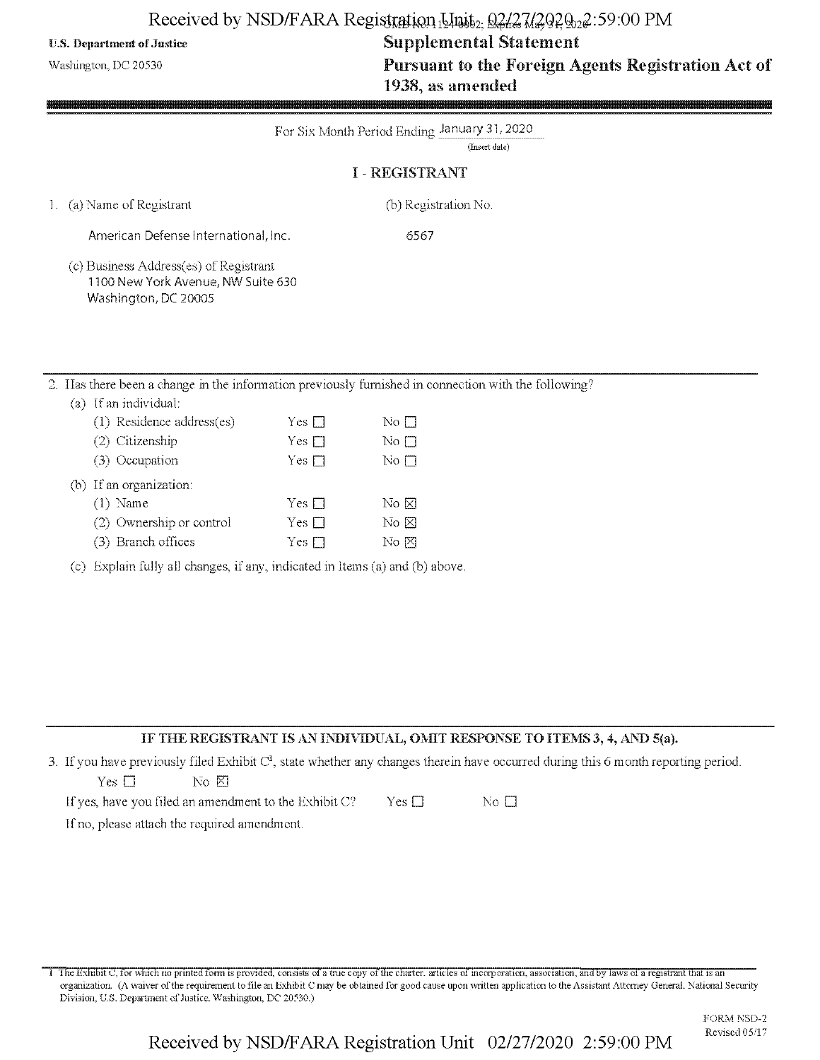U.S. Department of Justice

Washington, DC 20530

# Supplemental Statement
# Pursuant to the Foreign Agents Registration Act of 1938, as amended

For Six Month Period Ending January 31, 2020
(Insert date)

## I - REGISTRANT

1. (a) Name of Registrant

American Defense International, Inc.

(b) Registration No.

6567

(c) Business Address(es) of Registrant

1100 New York Avenue, NW Suite 630
Washington, DC 20005

2. Has there been a change in the information previously furnished in connection with the following?

(a) If an individual:

| | | |
|---|---|---|
| (1) Residence address(es) | Yes ☐ | No ☐ |
| (2) Citizenship | Yes ☐ | No ☐ |
| (3) Occupation | Yes ☐ | No ☐ |

(b) If an organization:

| | | |
|---|---|---|
| (1) Name | Yes ☐ | No ☒ |
| (2) Ownership or control | Yes ☐ | No ☒ |
| (3) Branch offices | Yes ☐ | No ☒ |

(c) Explain fully all changes, if any, indicated in Items (a) and (b) above.

**IF THE REGISTRANT IS AN INDIVIDUAL, OMIT RESPONSE TO ITEMS 3, 4, AND 5(a).**

3. If you have previously filed Exhibit C[1], state whether any changes therein have occurred during this 6 month reporting period.

Yes ☐ No ☒

If yes, have you filed an amendment to the Exhibit C? Yes ☐ No ☐

If no, please attach the required amendment.

1 The Exhibit C, for which no printed form is provided, consists of a true copy of the charter, articles of incorporation, association, and by laws of a registrant that is an organization. (A waiver of the requirement to file an Exhibit C may be obtained for good cause upon written application to the Assistant Attorney General, National Security Division, U.S. Department of Justice, Washington, DC 20530.)

FORM NSD-2
Revised 05/17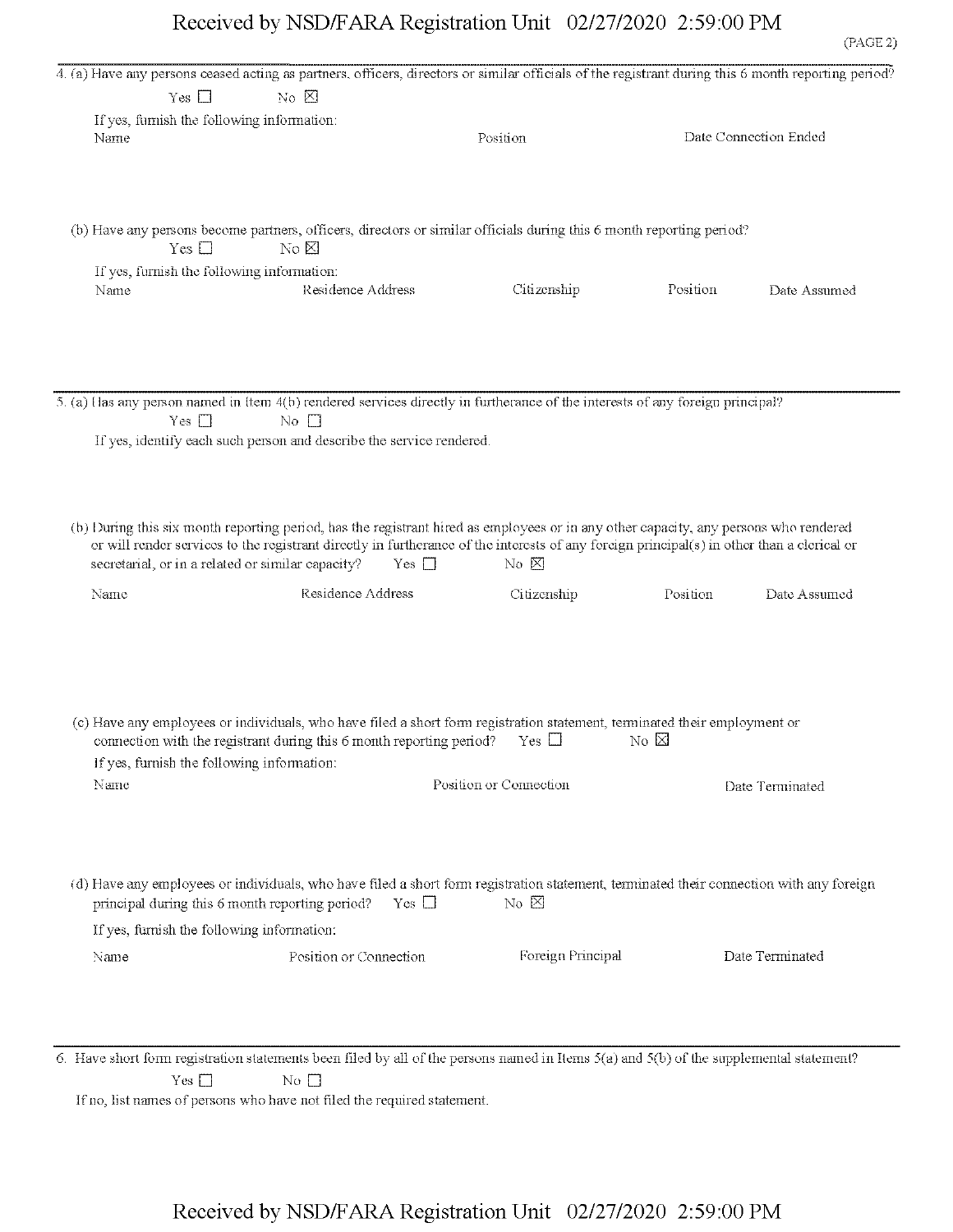4. (a) Have any persons ceased acting as partners, officers, directors or similar officials of the registrant during this 6 month reporting period?

Yes ☐ No ☒

If yes, furnish the following information:

| Name | Position | Date Connection Ended |
|---|---|---|

(b) Have any persons become partners, officers, directors or similar officials during this 6 month reporting period?

Yes ☐ No ☒

If yes, furnish the following information:

| Name | Residence Address | Citizenship | Position | Date Assumed |
|---|---|---|---|---|

5. (a) Has any person named in Item 4(b) rendered services directly in furtherance of the interests of any foreign principal?

Yes ☐ No ☐

If yes, identify each such person and describe the service rendered.

(b) During this six month reporting period, has the registrant hired as employees or in any other capacity, any persons who rendered or will render services to the registrant directly in furtherance of the interests of any foreign principal(s) in other than a clerical or secretarial, or in a related or similar capacity? Yes ☐ No ☒

| Name | Residence Address | Citizenship | Position | Date Assumed |
|---|---|---|---|---|

(c) Have any employees or individuals, who have filed a short form registration statement, terminated their employment or connection with the registrant during this 6 month reporting period? Yes ☐ No ☒

If yes, furnish the following information:

| Name | Position or Connection | Date Terminated |
|---|---|---|

(d) Have any employees or individuals, who have filed a short form registration statement, terminated their connection with any foreign principal during this 6 month reporting period? Yes ☐ No ☒

If yes, furnish the following information:

| Name | Position or Connection | Foreign Principal | Date Terminated |
|---|---|---|---|

6. Have short form registration statements been filed by all of the persons named in Items 5(a) and 5(b) of the supplemental statement?

Yes ☐ No ☐

If no, list names of persons who have not filed the required statement.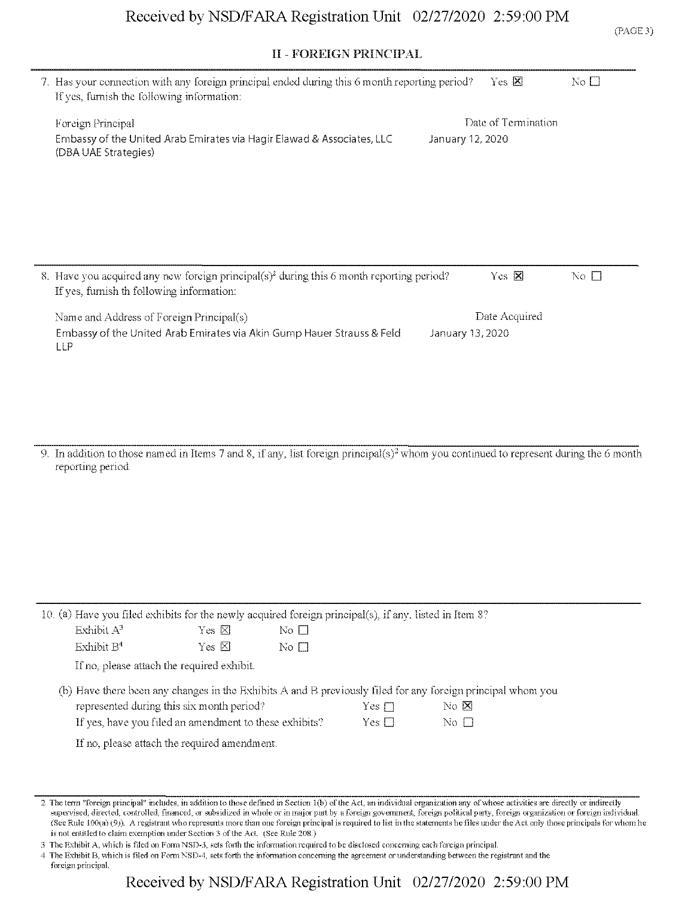## II - FOREIGN PRINCIPAL

7. Has your connection with any foreign principal ended during this 6 month reporting period? Yes ☒ No ☐
   If yes, furnish the following information:

| Foreign Principal | Date of Termination |
|---|---|
| Embassy of the United Arab Emirates via Hagir Elawad & Associates, LLC (DBA UAE Strategies) | January 12, 2020 |

8. Have you acquired any new foreign principal(s)[2] during this 6 month reporting period? Yes ☒ No ☐
   If yes, furnish th following information:

| Name and Address of Foreign Principal(s) | Date Acquired |
|---|---|
| Embassy of the United Arab Emirates via Akin Gump Hauer Strauss & Feld LLP | January 13, 2020 |

9. In addition to those named in Items 7 and 8, if any, list foreign principal(s)[2] whom you continued to represent during the 6 month reporting period.

10. (a) Have you filed exhibits for the newly acquired foreign principal(s), if any, listed in Item 8?
    - Exhibit A[3] Yes ☒ No ☐
    - Exhibit B[4] Yes ☒ No ☐

    If no, please attach the required exhibit.

    (b) Have there been any changes in the Exhibits A and B previously filed for any foreign principal whom you represented during this six month period? Yes ☐ No ☒
    If yes, have you filed an amendment to these exhibits? Yes ☐ No ☐

    If no, please attach the required amendment.

---

2 The term "foreign principal" includes, in addition to those defined in Section 1(b) of the Act, an individual organization any of whose activities are directly or indirectly supervised, directed, controlled, financed, or subsidized in whole or in major part by a foreign government, foreign political party, foreign organization or foreign individual. (See Rule 100(a) (9)). A registrant who represents more than one foreign principal is required to list in the statements he files under the Act only those principals for whom he is not entitled to claim exemption under Section 3 of the Act. (See Rule 208.)

3 The Exhibit A, which is filed on Form NSD-3, sets forth the information required to be disclosed concerning each foreign principal.

4 The Exhibit B, which is filed on Form NSD-4, sets forth the information concerning the agreement or understanding between the registrant and the foreign principal.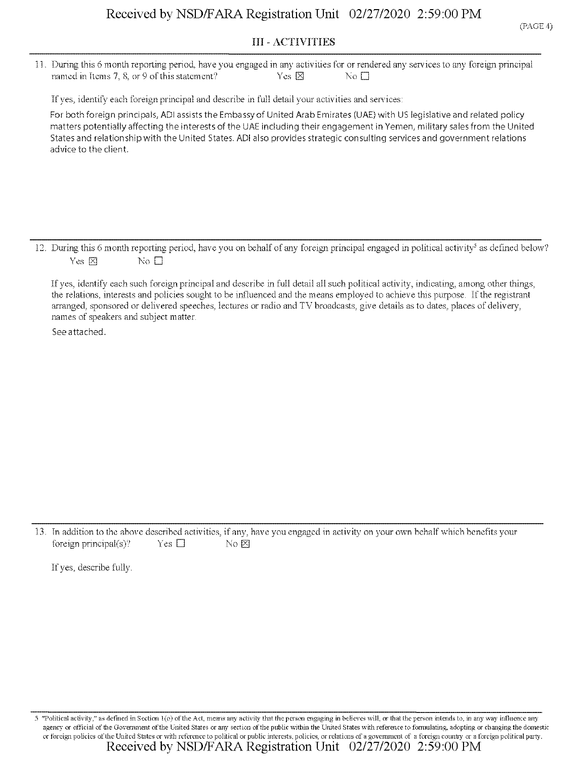## III - ACTIVITIES

11. During this 6 month reporting period, have you engaged in any activities for or rendered any services to any foreign principal named in Items 7, 8, or 9 of this statement? Yes ☒ No ☐

    If yes, identify each foreign principal and describe in full detail your activities and services:

    For both foreign principals, ADI assists the Embassy of United Arab Emirates (UAE) with US legislative and related policy matters potentially affecting the interests of the UAE including their engagement in Yemen, military sales from the United States and relationship with the United States. ADI also provides strategic consulting services and government relations advice to the client.

12. During this 6 month reporting period, have you on behalf of any foreign principal engaged in political activity[5] as defined below? Yes ☒ No ☐

    If yes, identify each such foreign principal and describe in full detail all such political activity, indicating, among other things, the relations, interests and policies sought to be influenced and the means employed to achieve this purpose. If the registrant arranged, sponsored or delivered speeches, lectures or radio and TV broadcasts, give details as to dates, places of delivery, names of speakers and subject matter.

    See attached.

13. In addition to the above described activities, if any, have you engaged in activity on your own behalf which benefits your foreign principal(s)? Yes ☐ No ☒

    If yes, describe fully.

---

5 "Political activity," as defined in Section 1(o) of the Act, means any activity that the person engaging in believes will, or that the person intends to, in any way influence any agency or official of the Government of the United States or any section of the public within the United States with reference to formulating, adopting or changing the domestic or foreign policies of the United States or with reference to political or public interests, policies, or relations of a government of a foreign country or a foreign political party.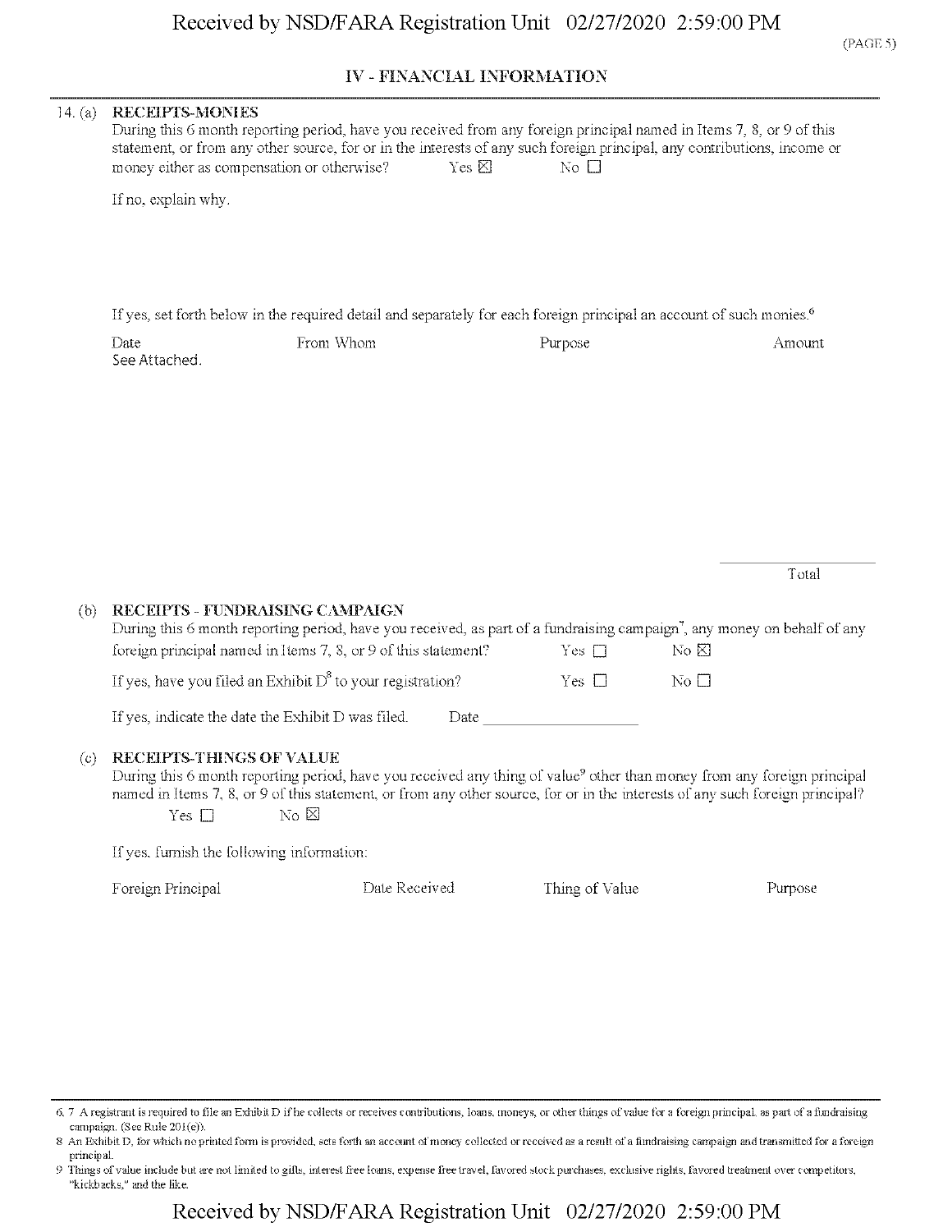## IV - FINANCIAL INFORMATION

14. (a) **RECEIPTS-MONIES**

During this 6 month reporting period, have you received from any foreign principal named in Items 7, 8, or 9 of this statement, or from any other source, for or in the interests of any such foreign principal, any contributions, income or money either as compensation or otherwise? Yes ☒ No ☐

If no, explain why.

If yes, set forth below in the required detail and separately for each foreign principal an account of such monies.[6]

| Date | From Whom | Purpose | Amount |
|---|---|---|---|
| See Attached. | | | |
| | | | Total |

(b) **RECEIPTS - FUNDRAISING CAMPAIGN**

During this 6 month reporting period, have you received, as part of a fundraising campaign[7], any money on behalf of any foreign principal named in Items 7, 8, or 9 of this statement? Yes ☐ No ☒

If yes, have you filed an Exhibit D[8] to your registration? Yes ☐ No ☐

If yes, indicate the date the Exhibit D was filed. Date ____________

(c) **RECEIPTS-THINGS OF VALUE**

During this 6 month reporting period, have you received any thing of value[9] other than money from any foreign principal named in Items 7, 8, or 9 of this statement, or from any other source, for or in the interests of any such foreign principal?
Yes ☐ No ☒

If yes, furnish the following information:

| Foreign Principal | Date Received | Thing of Value | Purpose |
|---|---|---|---|

---

6, 7 A registrant is required to file an Exhibit D if he collects or receives contributions, loans, moneys, or other things of value for a foreign principal, as part of a fundraising campaign. (See Rule 201(e)).

8 An Exhibit D, for which no printed form is provided, sets forth an account of money collected or received as a result of a fundraising campaign and transmitted for a foreign principal.

9 Things of value include but are not limited to gifts, interest free loans, expense free travel, favored stock purchases, exclusive rights, favored treatment over competitors, "kickbacks," and the like.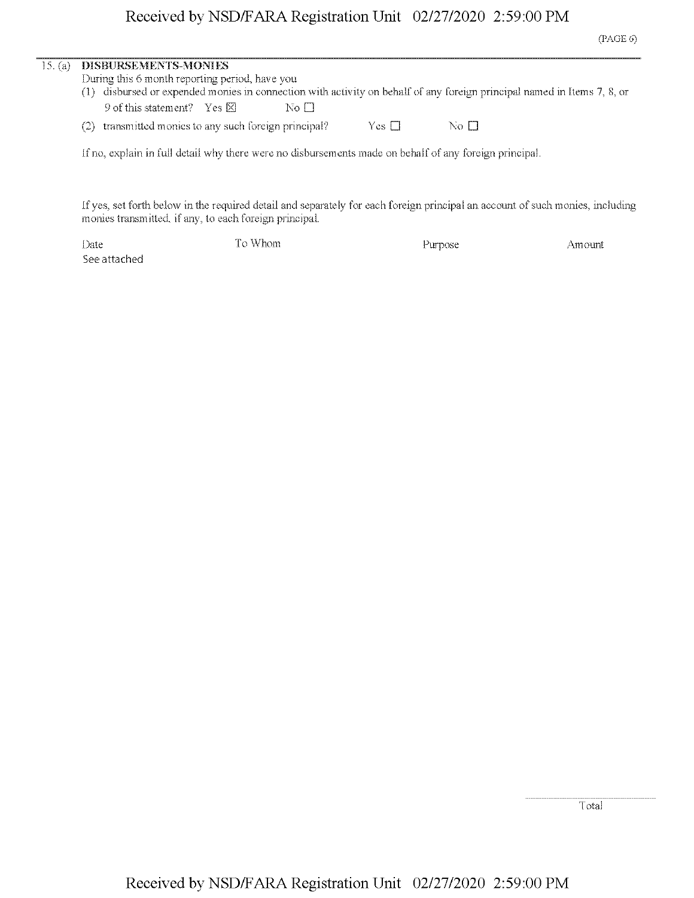15. (a) **DISBURSEMENTS-MONIES**

During this 6 month reporting period, have you

(1) disbursed or expended monies in connection with activity on behalf of any foreign principal named in Items 7, 8, or 9 of this statement? Yes ☒ No ☐

(2) transmitted monies to any such foreign principal? Yes ☐ No ☐

If no, explain in full detail why there were no disbursements made on behalf of any foreign principal.

If yes, set forth below in the required detail and separately for each foreign principal an account of such monies, including monies transmitted, if any, to each foreign principal.

| Date | To Whom | Purpose | Amount |
|---|---|---|---|
| See attached | | | |

Total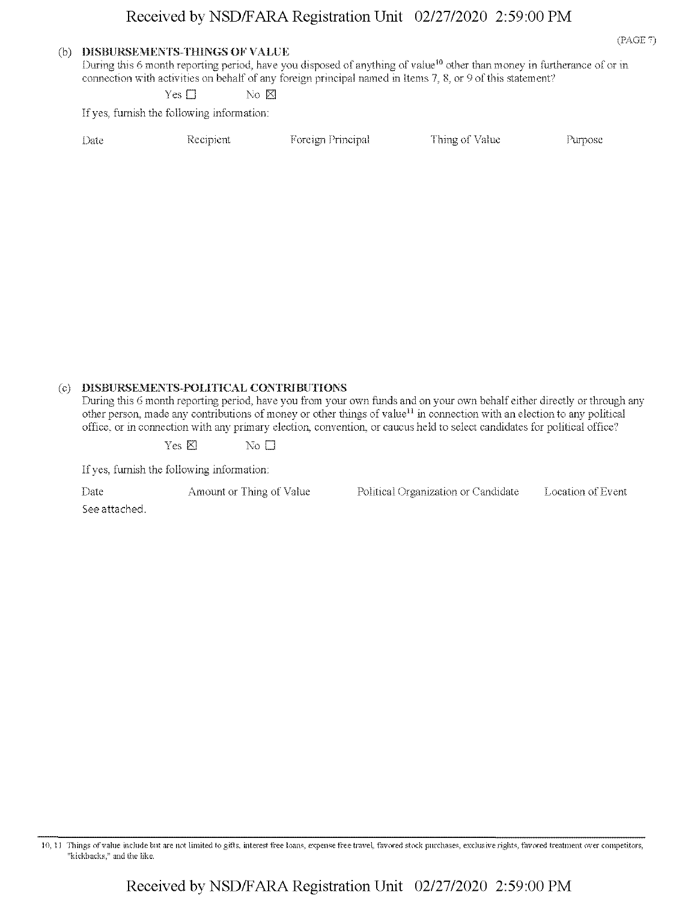(b) **DISBURSEMENTS-THINGS OF VALUE**

During this 6 month reporting period, have you disposed of anything of value[10] other than money in furtherance of or in connection with activities on behalf of any foreign principal named in Items 7, 8, or 9 of this statement?

Yes ☐ No ☒

If yes, furnish the following information:

| Date | Recipient | Foreign Principal | Thing of Value | Purpose |
|---|---|---|---|---|

(c) **DISBURSEMENTS-POLITICAL CONTRIBUTIONS**

During this 6 month reporting period, have you from your own funds and on your own behalf either directly or through any other person, made any contributions of money or other things of value[11] in connection with an election to any political office, or in connection with any primary election, convention, or caucus held to select candidates for political office?

Yes ☒ No ☐

If yes, furnish the following information:

| Date | Amount or Thing of Value | Political Organization or Candidate | Location of Event |
|---|---|---|---|
| See attached. | | | |

10, 11 Things of value include but are not limited to gifts, interest free loans, expense free travel, favored stock purchases, exclusive rights, favored treatment over competitors, "kickbacks," and the like.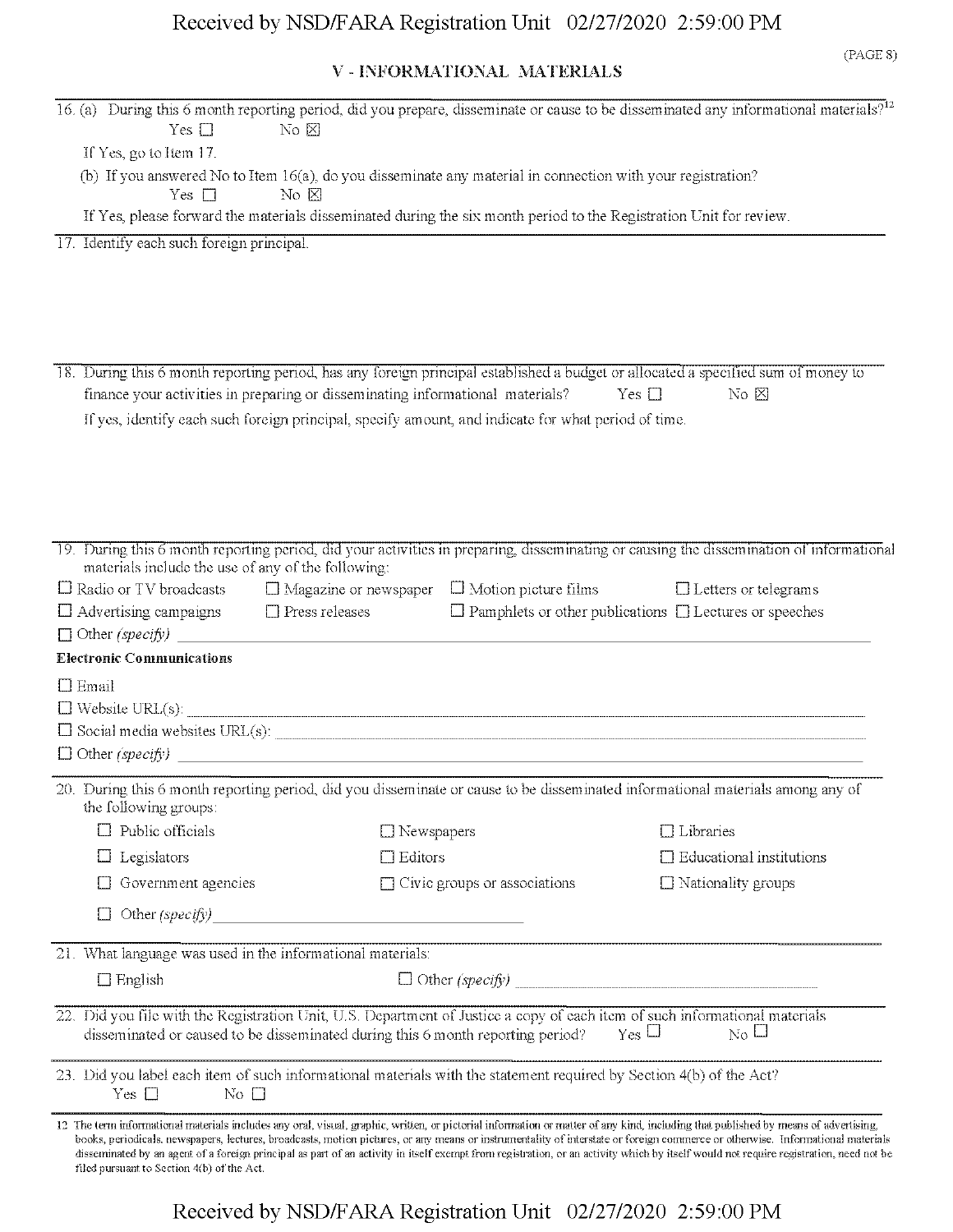## V - INFORMATIONAL MATERIALS

16. (a) During this 6 month reporting period, did you prepare, disseminate or cause to be disseminated any informational materials?[12]

    Yes ☐ No ☒

    If Yes, go to Item 17.

    (b) If you answered No to Item 16(a), do you disseminate any material in connection with your registration?

    Yes ☐ No ☒

    If Yes, please forward the materials disseminated during the six month period to the Registration Unit for review.

17. Identify each such foreign principal.

18. During this 6 month reporting period, has any foreign principal established a budget or allocated a specified sum of money to finance your activities in preparing or disseminating informational materials? Yes ☐ No ☒

    If yes, identify each such foreign principal, specify amount, and indicate for what period of time.

19. During this 6 month reporting period, did your activities in preparing, disseminating or causing the dissemination of informational materials include the use of any of the following:

    ☐ Radio or TV broadcasts ☐ Magazine or newspaper ☐ Motion picture films ☐ Letters or telegrams

    ☐ Advertising campaigns ☐ Press releases ☐ Pamphlets or other publications ☐ Lectures or speeches

    ☐ Other *(specify)* ____________

    **Electronic Communications**

    ☐ Email

    ☐ Website URL(s): ____________

    ☐ Social media websites URL(s): ____________

    ☐ Other *(specify)* ____________

20. During this 6 month reporting period, did you disseminate or cause to be disseminated informational materials among any of the following groups:

    ☐ Public officials ☐ Newspapers ☐ Libraries

    ☐ Legislators ☐ Editors ☐ Educational institutions

    ☐ Government agencies ☐ Civic groups or associations ☐ Nationality groups

    ☐ Other *(specify)* ____________

21. What language was used in the informational materials:

    ☐ English ☐ Other *(specify)* ____________

22. Did you file with the Registration Unit, U.S. Department of Justice a copy of each item of such informational materials disseminated or caused to be disseminated during this 6 month reporting period? Yes ☐ No ☐

23. Did you label each item of such informational materials with the statement required by Section 4(b) of the Act?

    Yes ☐ No ☐

[12] The term informational materials includes any oral, visual, graphic, written, or pictorial information or matter of any kind, including that published by means of advertising, books, periodicals, newspapers, lectures, broadcasts, motion pictures, or any means or instrumentality of interstate or foreign commerce or otherwise. Informational materials disseminated by an agent of a foreign principal as part of an activity in itself exempt from registration, or an activity which by itself would not require registration, need not be filed pursuant to Section 4(b) of the Act.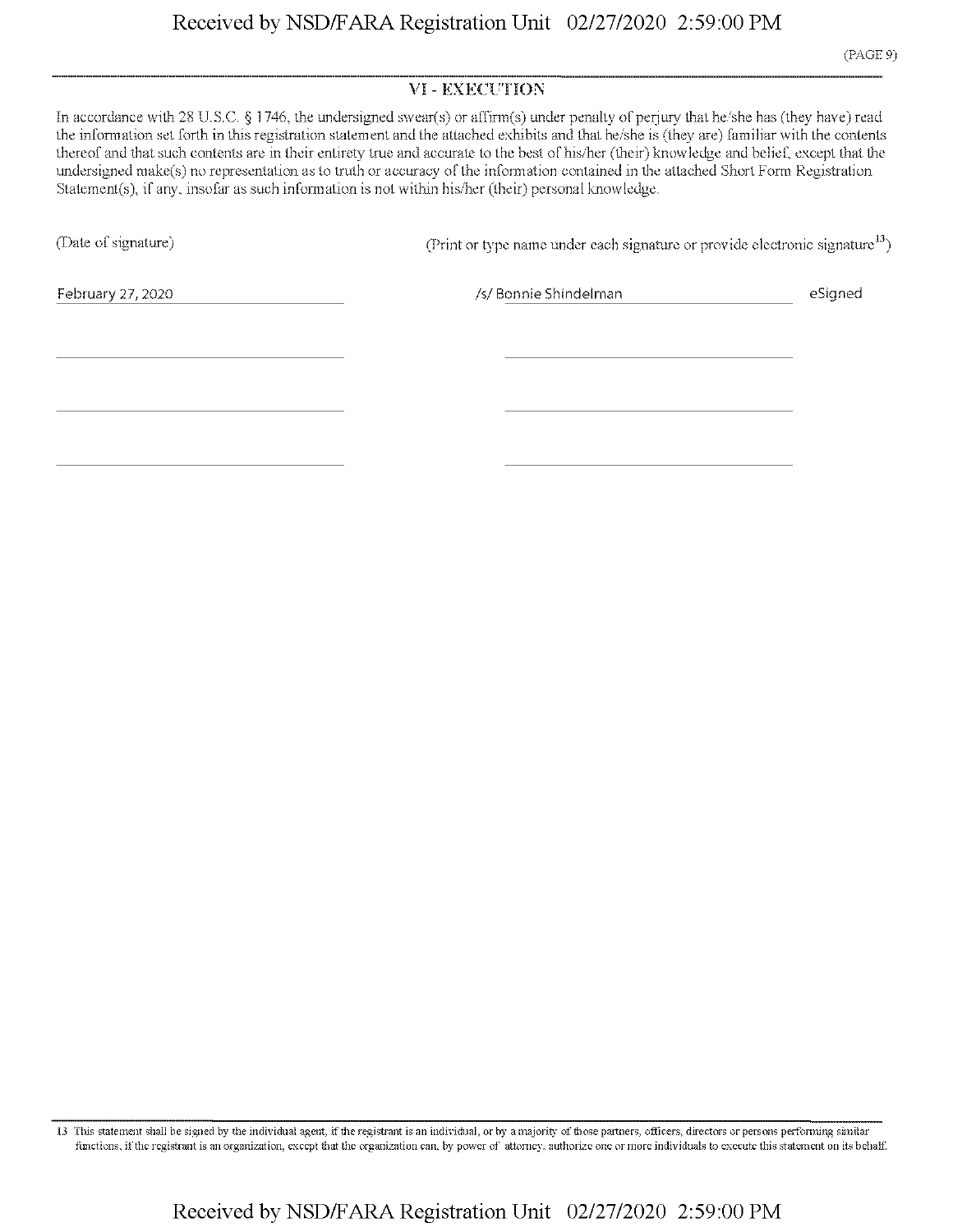## VI - EXECUTION

In accordance with 28 U.S.C. § 1746, the undersigned swear(s) or affirm(s) under penalty of perjury that he/she has (they have) read the information set forth in this registration statement and the attached exhibits and that he/she is (they are) familiar with the contents thereof and that such contents are in their entirety true and accurate to the best of his/her (their) knowledge and belief, except that the undersigned make(s) no representation as to truth or accuracy of the information contained in the attached Short Form Registration Statement(s), if any, insofar as such information is not within his/her (their) personal knowledge.

| (Date of signature) | (Print or type name under each signature or provide electronic signature[13]) | |
|---|---|---|
| February 27, 2020 | /s/ Bonnie Shindelman | eSigned |
| | | |
| | | |
| | | |

13 This statement shall be signed by the individual agent, if the registrant is an individual, or by a majority of those partners, officers, directors or persons performing similar functions, if the registrant is an organization, except that the organization can, by power of attorney, authorize one or more individuals to execute this statement on its behalf.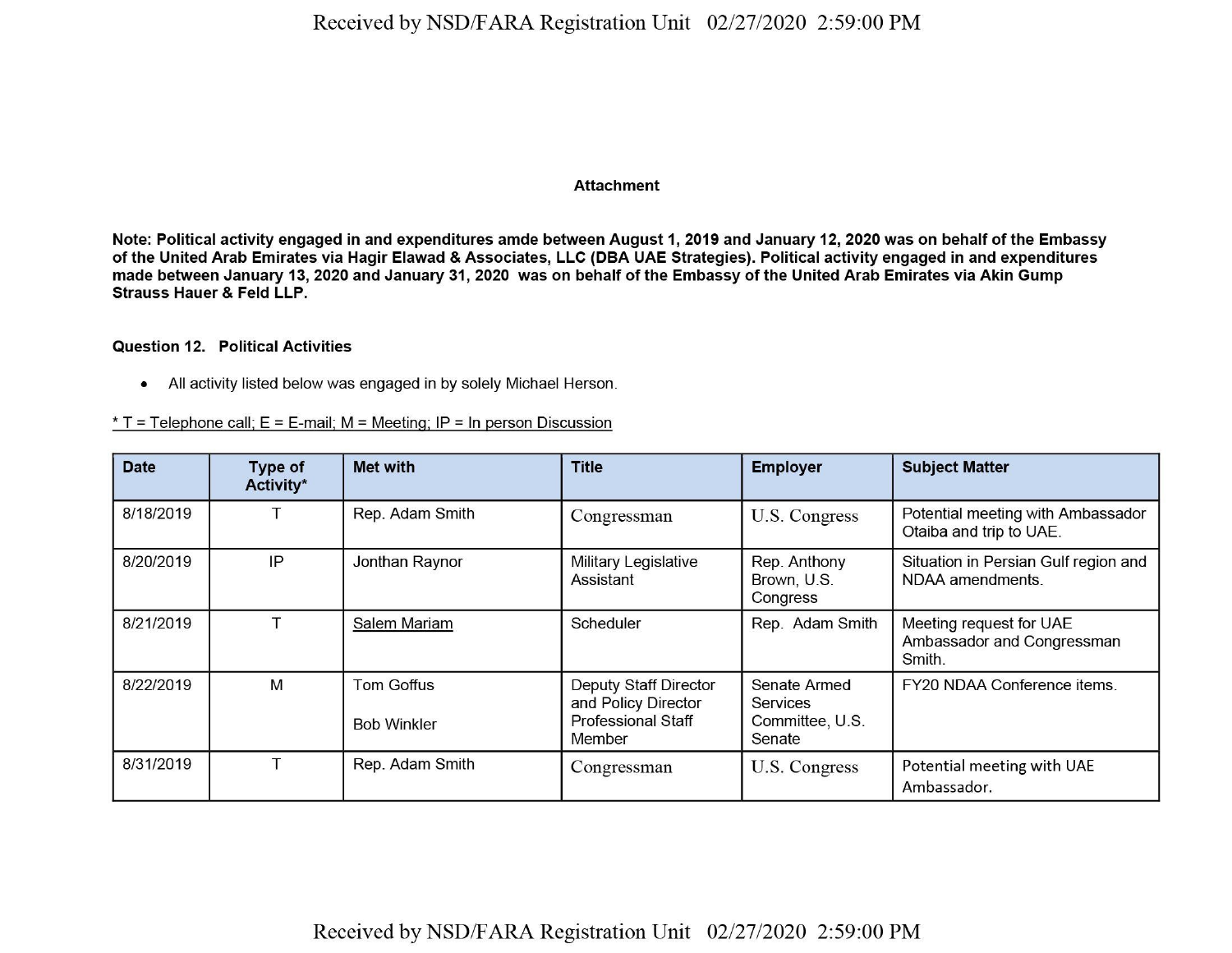**Attachment**

**Note: Political activity engaged in and expenditures amde between August 1, 2019 and January 12, 2020 was on behalf of the Embassy of the United Arab Emirates via Hagir Elawad & Associates, LLC (DBA UAE Strategies). Political activity engaged in and expenditures made between January 13, 2020 and January 31, 2020 was on behalf of the Embassy of the United Arab Emirates via Akin Gump Strauss Hauer & Feld LLP.**

**Question 12. Political Activities**

- All activity listed below was engaged in by solely Michael Herson.

* T = Telephone call; E = E-mail; M = Meeting; IP = In person Discussion

| Date | Type of Activity* | Met with | Title | Employer | Subject Matter |
|---|---|---|---|---|---|
| 8/18/2019 | T | Rep. Adam Smith | Congressman | U.S. Congress | Potential meeting with Ambassador Otaiba and trip to UAE. |
| 8/20/2019 | IP | Jonthan Raynor | Military Legislative Assistant | Rep. Anthony Brown, U.S. Congress | Situation in Persian Gulf region and NDAA amendments. |
| 8/21/2019 | T | Salem Mariam | Scheduler | Rep. Adam Smith | Meeting request for UAE Ambassador and Congressman Smith. |
| 8/22/2019 | M | Tom Goffus<br><br>Bob Winkler | Deputy Staff Director and Policy Director Professional Staff Member | Senate Armed Services Committee, U.S. Senate | FY20 NDAA Conference items. |
| 8/31/2019 | T | Rep. Adam Smith | Congressman | U.S. Congress | Potential meeting with UAE Ambassador. |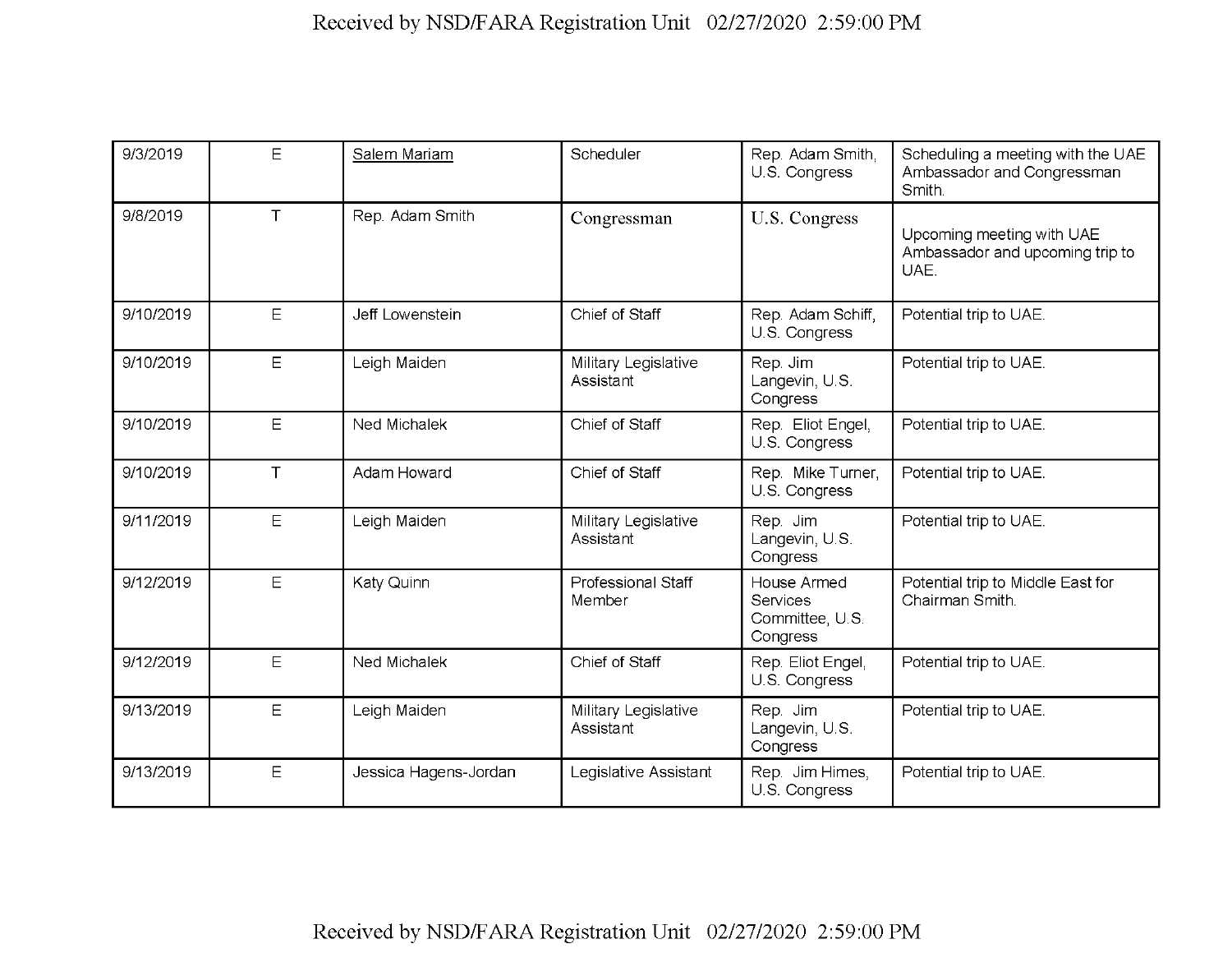| | | | | | |
|---|---|---|---|---|---|
| 9/3/2019 | E | Salem Mariam | Scheduler | Rep. Adam Smith, U.S. Congress | Scheduling a meeting with the UAE Ambassador and Congressman Smith. |
| 9/8/2019 | T | Rep. Adam Smith | Congressman | U.S. Congress | Upcoming meeting with UAE Ambassador and upcoming trip to UAE. |
| 9/10/2019 | E | Jeff Lowenstein | Chief of Staff | Rep. Adam Schiff, U.S. Congress | Potential trip to UAE. |
| 9/10/2019 | E | Leigh Maiden | Military Legislative Assistant | Rep. Jim Langevin, U.S. Congress | Potential trip to UAE. |
| 9/10/2019 | E | Ned Michalek | Chief of Staff | Rep. Eliot Engel, U.S. Congress | Potential trip to UAE. |
| 9/10/2019 | T | Adam Howard | Chief of Staff | Rep. Mike Turner, U.S. Congress | Potential trip to UAE. |
| 9/11/2019 | E | Leigh Maiden | Military Legislative Assistant | Rep. Jim Langevin, U.S. Congress | Potential trip to UAE. |
| 9/12/2019 | E | Katy Quinn | Professional Staff Member | House Armed Services Committee, U.S. Congress | Potential trip to Middle East for Chairman Smith. |
| 9/12/2019 | E | Ned Michalek | Chief of Staff | Rep. Eliot Engel, U.S. Congress | Potential trip to UAE. |
| 9/13/2019 | E | Leigh Maiden | Military Legislative Assistant | Rep. Jim Langevin, U.S. Congress | Potential trip to UAE. |
| 9/13/2019 | E | Jessica Hagens-Jordan | Legislative Assistant | Rep. Jim Himes, U.S. Congress | Potential trip to UAE. |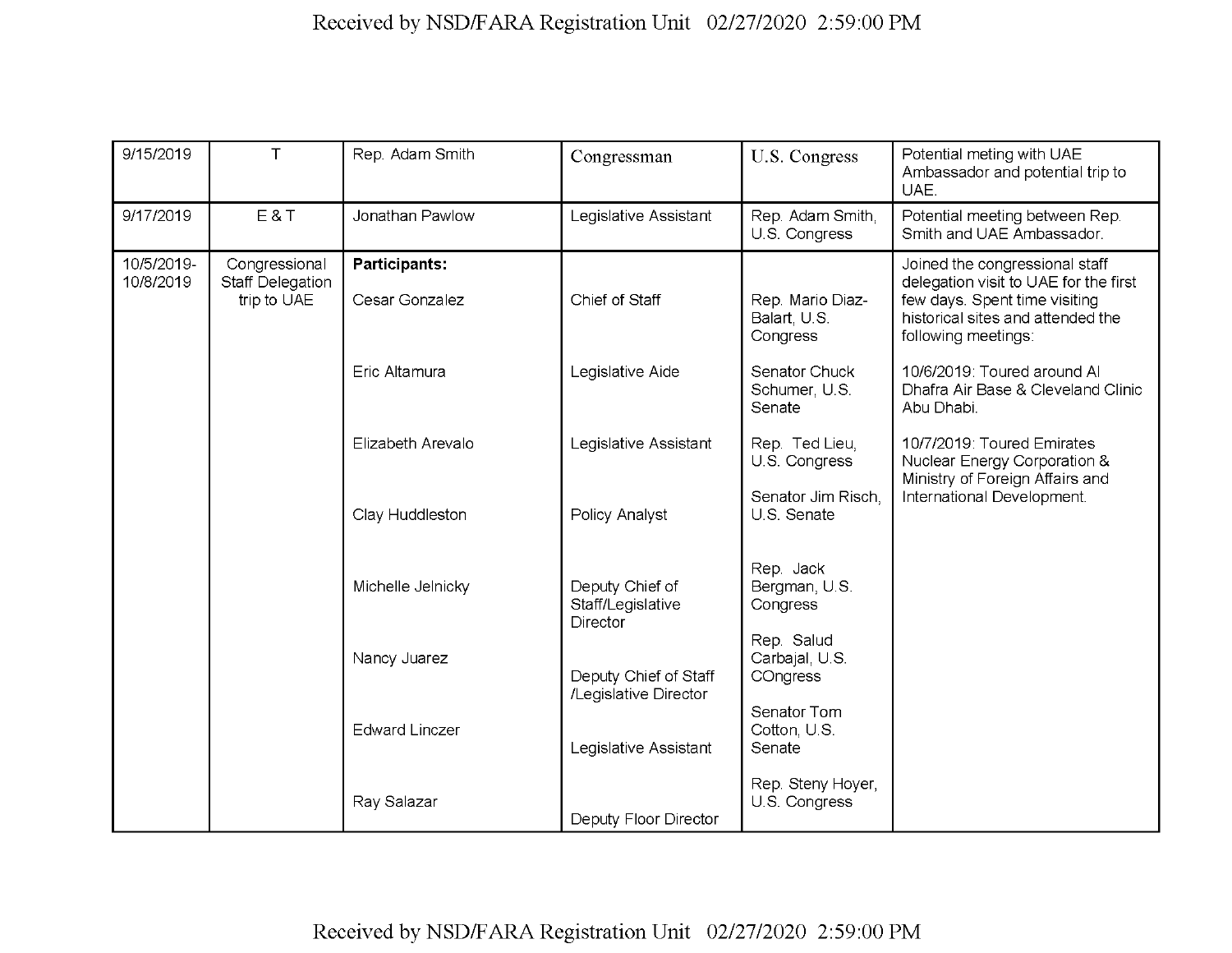| 9/15/2019 | T | Rep. Adam Smith | Congressman | U.S. Congress | Potential meting with UAE Ambassador and potential trip to UAE. |
|---|---|---|---|---|---|
| 9/17/2019 | E & T | Jonathan Pawlow | Legislative Assistant | Rep. Adam Smith, U.S. Congress | Potential meeting between Rep. Smith and UAE Ambassador. |
| 10/5/2019-10/8/2019 | Congressional Staff Delegation trip to UAE | **Participants:**<br><br>Cesar Gonzalez<br><br>Eric Altamura<br><br>Elizabeth Arevalo<br><br>Clay Huddleston<br><br>Michelle Jelnicky<br><br>Nancy Juarez<br><br>Edward Linczer<br><br>Ray Salazar | Chief of Staff<br><br>Legislative Aide<br><br>Legislative Assistant<br><br>Policy Analyst<br><br>Deputy Chief of Staff/Legislative Director<br><br>Deputy Chief of Staff /Legislative Director<br><br>Legislative Assistant<br><br>Deputy Floor Director | Rep. Mario Diaz-Balart, U.S. Congress<br><br>Senator Chuck Schumer, U.S. Senate<br><br>Rep. Ted Lieu, U.S. Congress<br><br>Senator Jim Risch, U.S. Senate<br><br>Rep. Jack Bergman, U.S. Congress<br><br>Rep. Salud Carbajal, U.S. COngress<br><br>Senator Tom Cotton, U.S. Senate<br><br>Rep. Steny Hoyer, U.S. Congress | Joined the congressional staff delegation visit to UAE for the first few days. Spent time visiting historical sites and attended the following meetings:<br><br>10/6/2019: Toured around Al Dhafra Air Base & Cleveland Clinic Abu Dhabi.<br><br>10/7/2019: Toured Emirates Nuclear Energy Corporation & Ministry of Foreign Affairs and International Development. |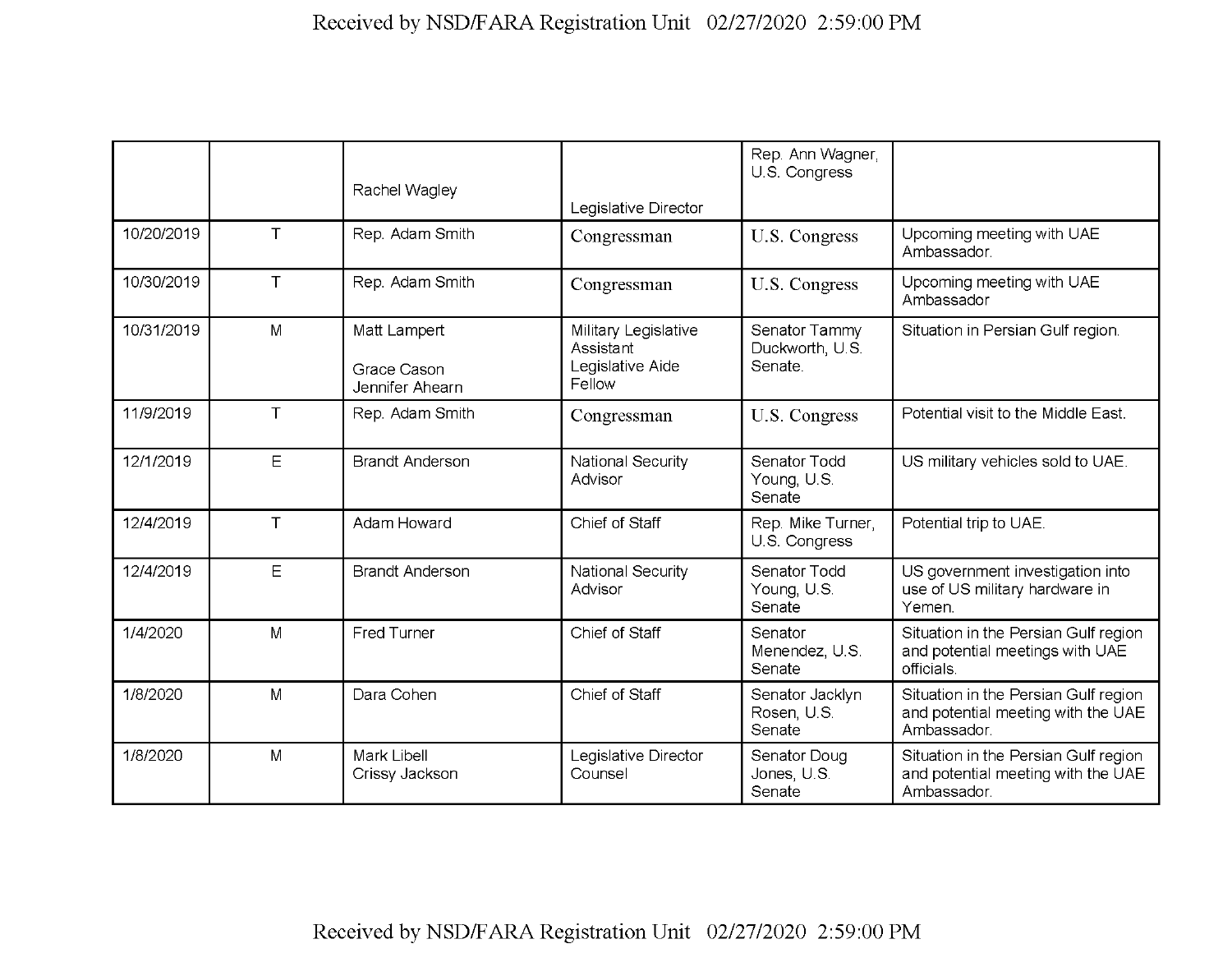| | | | | | |
|---|---|---|---|---|---|
| | | Rachel Wagley | Legislative Director | Rep. Ann Wagner, U.S. Congress | |
| 10/20/2019 | T | Rep. Adam Smith | Congressman | U.S. Congress | Upcoming meeting with UAE Ambassador. |
| 10/30/2019 | T | Rep. Adam Smith | Congressman | U.S. Congress | Upcoming meeting with UAE Ambassador |
| 10/31/2019 | M | Matt Lampert<br><br>Grace Cason<br>Jennifer Ahearn | Military Legislative Assistant<br>Legislative Aide<br>Fellow | Senator Tammy Duckworth, U.S. Senate. | Situation in Persian Gulf region. |
| 11/9/2019 | T | Rep. Adam Smith | Congressman | U.S. Congress | Potential visit to the Middle East. |
| 12/1/2019 | E | Brandt Anderson | National Security Advisor | Senator Todd Young, U.S. Senate | US military vehicles sold to UAE. |
| 12/4/2019 | T | Adam Howard | Chief of Staff | Rep. Mike Turner, U.S. Congress | Potential trip to UAE. |
| 12/4/2019 | E | Brandt Anderson | National Security Advisor | Senator Todd Young, U.S. Senate | US government investigation into use of US military hardware in Yemen. |
| 1/4/2020 | M | Fred Turner | Chief of Staff | Senator Menendez, U.S. Senate | Situation in the Persian Gulf region and potential meetings with UAE officials. |
| 1/8/2020 | M | Dara Cohen | Chief of Staff | Senator Jacklyn Rosen, U.S. Senate | Situation in the Persian Gulf region and potential meeting with the UAE Ambassador. |
| 1/8/2020 | M | Mark Libell<br>Crissy Jackson | Legislative Director<br>Counsel | Senator Doug Jones, U.S. Senate | Situation in the Persian Gulf region and potential meeting with the UAE Ambassador. |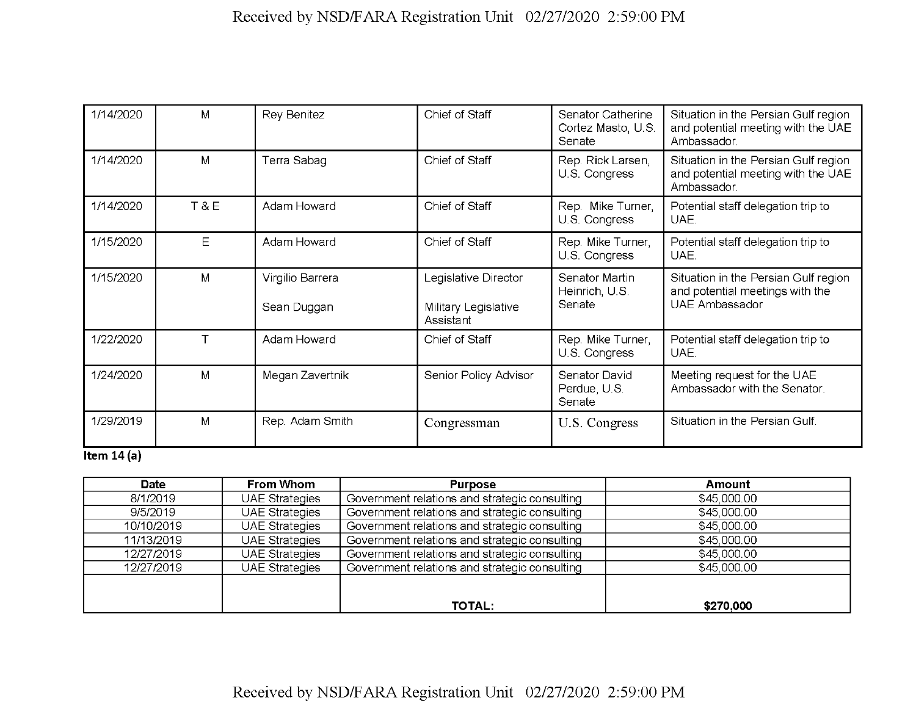| 1/14/2020 | M | Rey Benitez | Chief of Staff | Senator Catherine Cortez Masto, U.S. Senate | Situation in the Persian Gulf region and potential meeting with the UAE Ambassador. |
|---|---|---|---|---|---|
| 1/14/2020 | M | Terra Sabag | Chief of Staff | Rep. Rick Larsen, U.S. Congress | Situation in the Persian Gulf region and potential meeting with the UAE Ambassador. |
| 1/14/2020 | T & E | Adam Howard | Chief of Staff | Rep. Mike Turner, U.S. Congress | Potential staff delegation trip to UAE. |
| 1/15/2020 | E | Adam Howard | Chief of Staff | Rep. Mike Turner, U.S. Congress | Potential staff delegation trip to UAE. |
| 1/15/2020 | M | Virgilio Barrera<br><br>Sean Duggan | Legislative Director<br><br>Military Legislative Assistant | Senator Martin Heinrich, U.S. Senate | Situation in the Persian Gulf region and potential meetings with the UAE Ambassador |
| 1/22/2020 | T | Adam Howard | Chief of Staff | Rep. Mike Turner, U.S. Congress | Potential staff delegation trip to UAE. |
| 1/24/2020 | M | Megan Zavertnik | Senior Policy Advisor | Senator David Perdue, U.S. Senate | Meeting request for the UAE Ambassador with the Senator. |
| 1/29/2019 | M | Rep. Adam Smith | Congressman | U.S. Congress | Situation in the Persian Gulf. |

**Item 14 (a)**

| Date | From Whom | Purpose | Amount |
|---|---|---|---|
| 8/1/2019 | UAE Strategies | Government relations and strategic consulting | $45,000.00 |
| 9/5/2019 | UAE Strategies | Government relations and strategic consulting | $45,000.00 |
| 10/10/2019 | UAE Strategies | Government relations and strategic consulting | $45,000.00 |
| 11/13/2019 | UAE Strategies | Government relations and strategic consulting | $45,000.00 |
| 12/27/2019 | UAE Strategies | Government relations and strategic consulting | $45,000.00 |
| 12/27/2019 | UAE Strategies | Government relations and strategic consulting | $45,000.00 |
| | | **TOTAL:** | **$270,000** |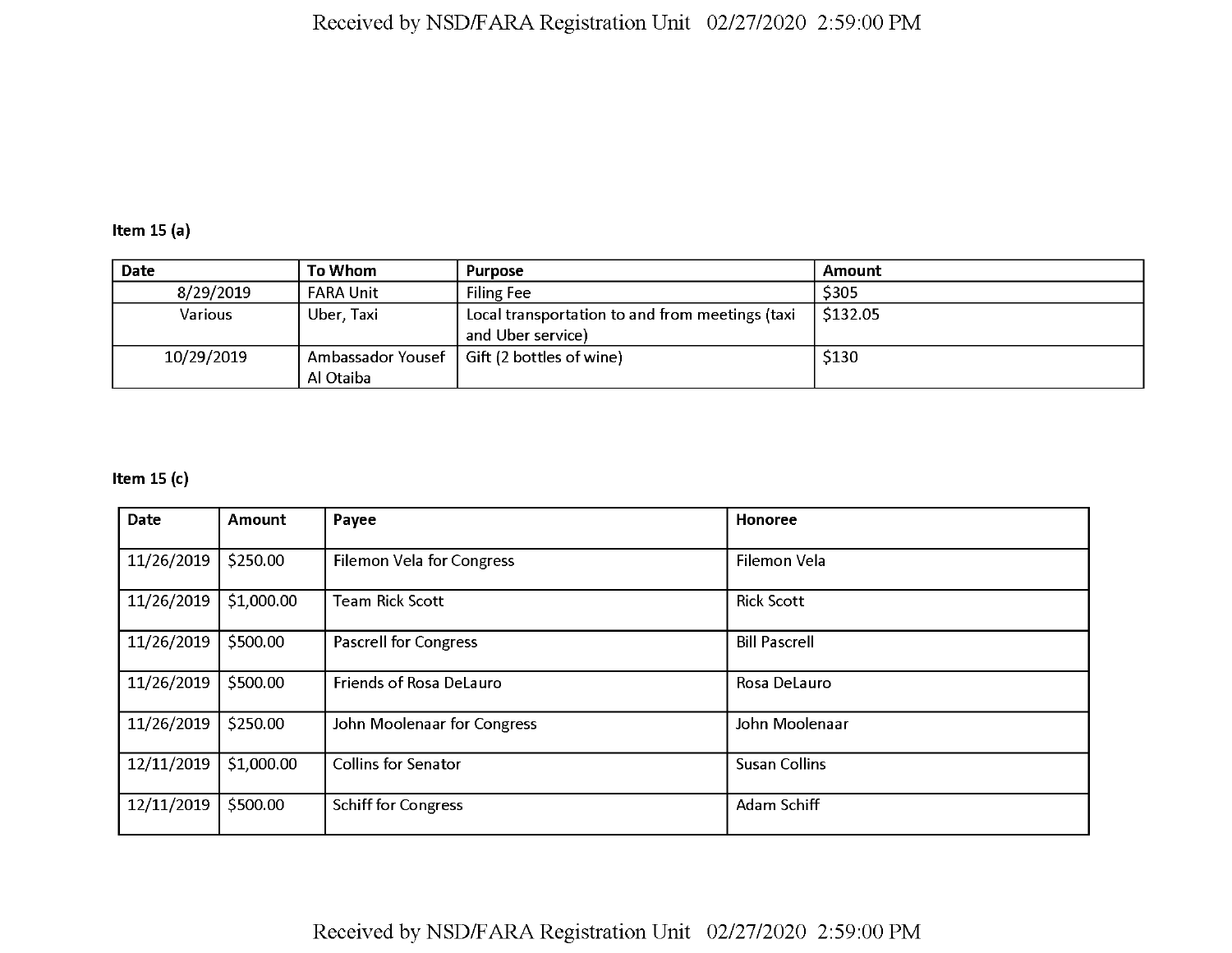**Item 15 (a)**

| Date | To Whom | Purpose | Amount |
|---|---|---|---|
| 8/29/2019 | FARA Unit | Filing Fee | $305 |
| Various | Uber, Taxi | Local transportation to and from meetings (taxi and Uber service) | $132.05 |
| 10/29/2019 | Ambassador Yousef Al Otaiba | Gift (2 bottles of wine) | $130 |

**Item 15 (c)**

| Date | Amount | Payee | Honoree |
|---|---|---|---|
| 11/26/2019 | $250.00 | Filemon Vela for Congress | Filemon Vela |
| 11/26/2019 | $1,000.00 | Team Rick Scott | Rick Scott |
| 11/26/2019 | $500.00 | Pascrell for Congress | Bill Pascrell |
| 11/26/2019 | $500.00 | Friends of Rosa DeLauro | Rosa DeLauro |
| 11/26/2019 | $250.00 | John Moolenaar for Congress | John Moolenaar |
| 12/11/2019 | $1,000.00 | Collins for Senator | Susan Collins |
| 12/11/2019 | $500.00 | Schiff for Congress | Adam Schiff |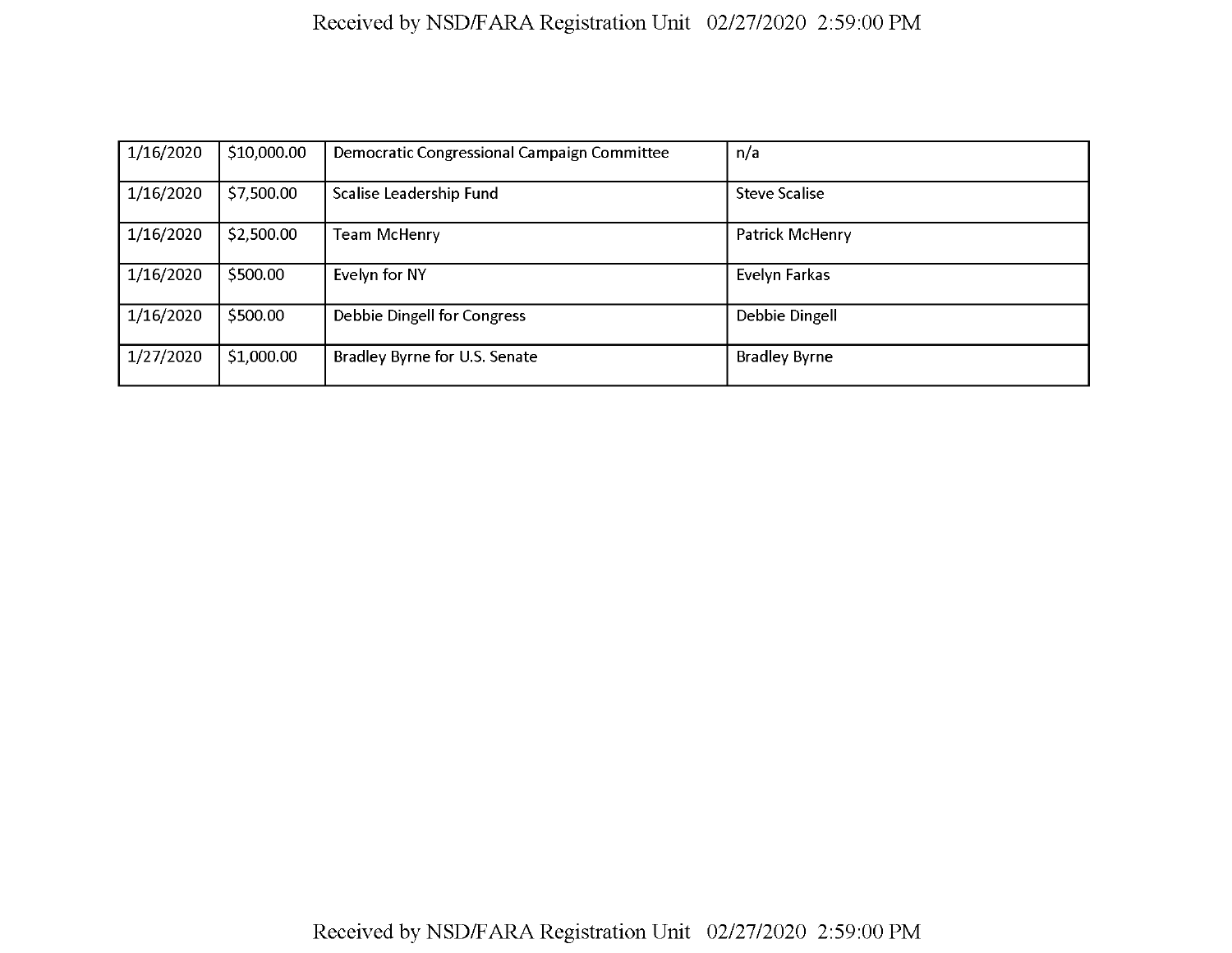| | | | |
|---|---|---|---|
| 1/16/2020 | $10,000.00 | Democratic Congressional Campaign Committee | n/a |
| 1/16/2020 | $7,500.00 | Scalise Leadership Fund | Steve Scalise |
| 1/16/2020 | $2,500.00 | Team McHenry | Patrick McHenry |
| 1/16/2020 | $500.00 | Evelyn for NY | Evelyn Farkas |
| 1/16/2020 | $500.00 | Debbie Dingell for Congress | Debbie Dingell |
| 1/27/2020 | $1,000.00 | Bradley Byrne for U.S. Senate | Bradley Byrne |